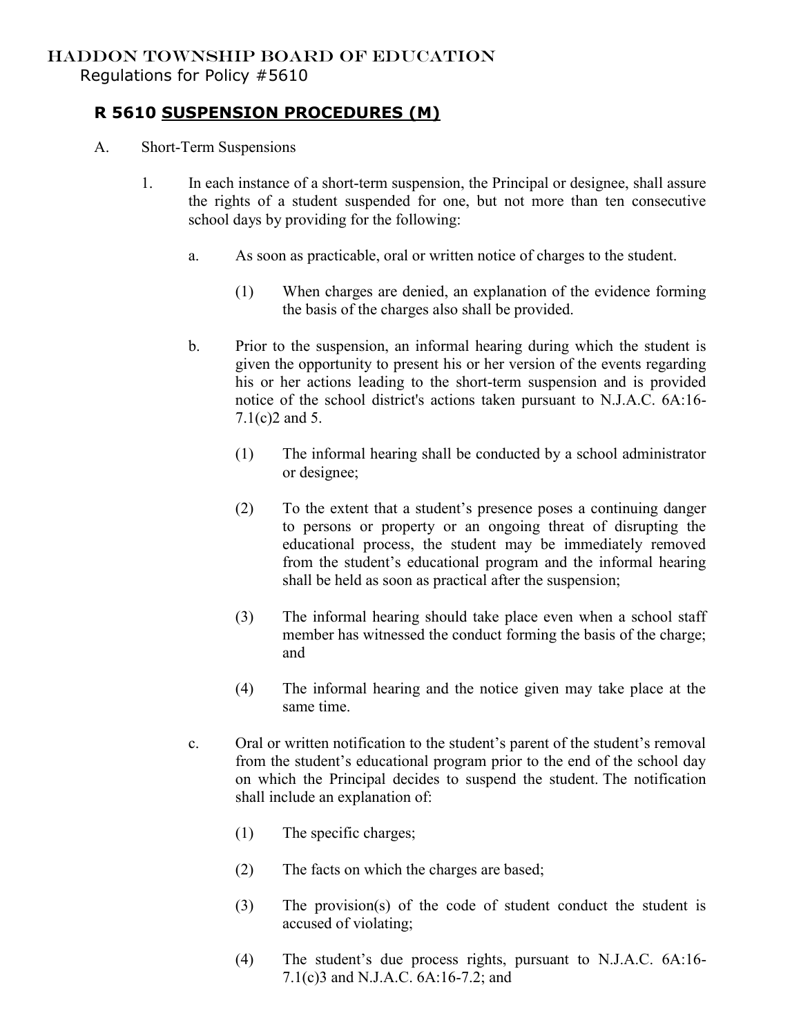HADDON TOWNSHIP BOARD OF EDUCATION
Regulations for Policy #5610

# R 5610 SUSPENSION PROCEDURES (M)

A. Short-Term Suspensions

1. In each instance of a short-term suspension, the Principal or designee, shall assure the rights of a student suspended for one, but not more than ten consecutive school days by providing for the following:

   a. As soon as practicable, oral or written notice of charges to the student.

      (1) When charges are denied, an explanation of the evidence forming the basis of the charges also shall be provided.

   b. Prior to the suspension, an informal hearing during which the student is given the opportunity to present his or her version of the events regarding his or her actions leading to the short-term suspension and is provided notice of the school district's actions taken pursuant to N.J.A.C. 6A:16-7.1(c)2 and 5.

      (1) The informal hearing shall be conducted by a school administrator or designee;

      (2) To the extent that a student's presence poses a continuing danger to persons or property or an ongoing threat of disrupting the educational process, the student may be immediately removed from the student's educational program and the informal hearing shall be held as soon as practical after the suspension;

      (3) The informal hearing should take place even when a school staff member has witnessed the conduct forming the basis of the charge; and

      (4) The informal hearing and the notice given may take place at the same time.

   c. Oral or written notification to the student's parent of the student's removal from the student's educational program prior to the end of the school day on which the Principal decides to suspend the student. The notification shall include an explanation of:

      (1) The specific charges;

      (2) The facts on which the charges are based;

      (3) The provision(s) of the code of student conduct the student is accused of violating;

      (4) The student's due process rights, pursuant to N.J.A.C. 6A:16-7.1(c)3 and N.J.A.C. 6A:16-7.2; and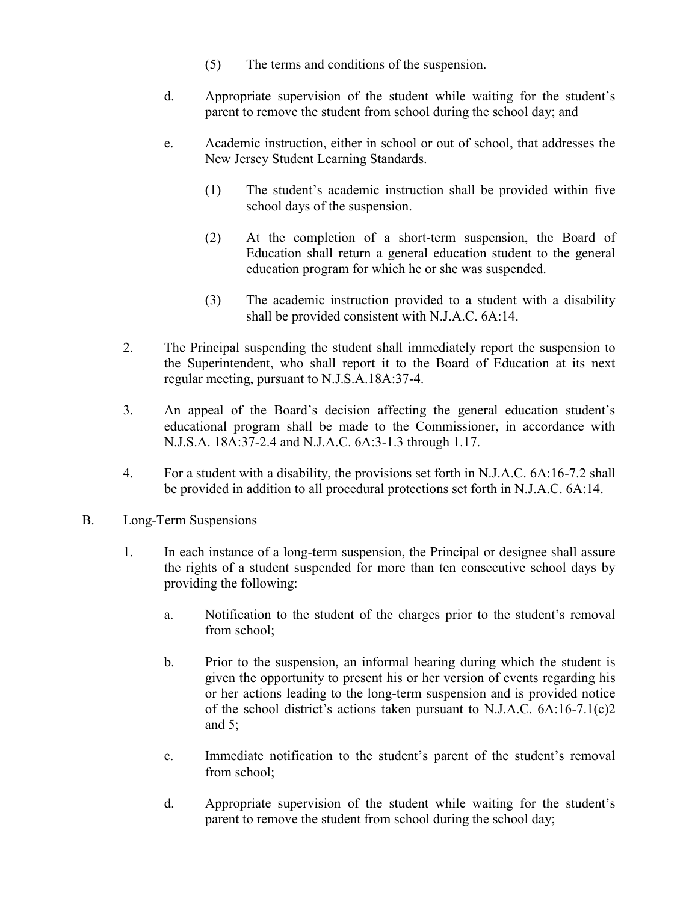(5) The terms and conditions of the suspension.

d. Appropriate supervision of the student while waiting for the student's parent to remove the student from school during the school day; and

e. Academic instruction, either in school or out of school, that addresses the New Jersey Student Learning Standards.

(1) The student's academic instruction shall be provided within five school days of the suspension.

(2) At the completion of a short-term suspension, the Board of Education shall return a general education student to the general education program for which he or she was suspended.

(3) The academic instruction provided to a student with a disability shall be provided consistent with N.J.A.C. 6A:14.

2. The Principal suspending the student shall immediately report the suspension to the Superintendent, who shall report it to the Board of Education at its next regular meeting, pursuant to N.J.S.A.18A:37-4.

3. An appeal of the Board's decision affecting the general education student's educational program shall be made to the Commissioner, in accordance with N.J.S.A. 18A:37-2.4 and N.J.A.C. 6A:3-1.3 through 1.17.

4. For a student with a disability, the provisions set forth in N.J.A.C. 6A:16-7.2 shall be provided in addition to all procedural protections set forth in N.J.A.C. 6A:14.

B. Long-Term Suspensions

1. In each instance of a long-term suspension, the Principal or designee shall assure the rights of a student suspended for more than ten consecutive school days by providing the following:

a. Notification to the student of the charges prior to the student's removal from school;

b. Prior to the suspension, an informal hearing during which the student is given the opportunity to present his or her version of events regarding his or her actions leading to the long-term suspension and is provided notice of the school district's actions taken pursuant to N.J.A.C. 6A:16-7.1(c)2 and 5;

c. Immediate notification to the student's parent of the student's removal from school;

d. Appropriate supervision of the student while waiting for the student's parent to remove the student from school during the school day;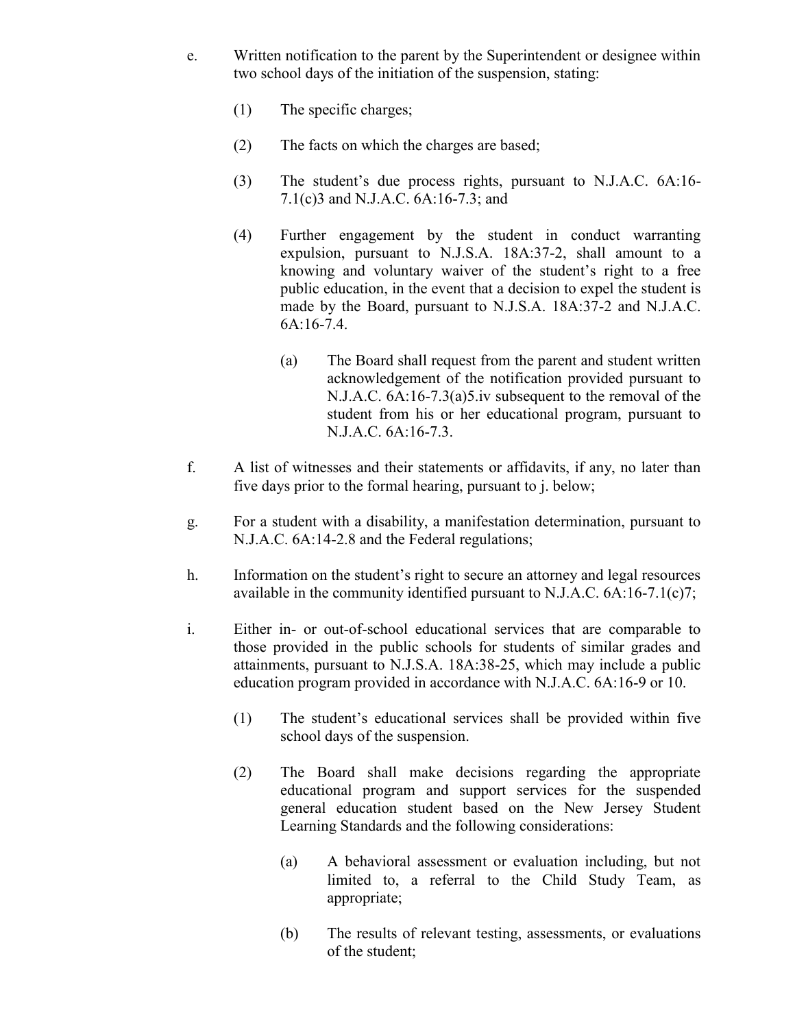e. Written notification to the parent by the Superintendent or designee within two school days of the initiation of the suspension, stating:

   (1) The specific charges;

   (2) The facts on which the charges are based;

   (3) The student's due process rights, pursuant to N.J.A.C. 6A:16-7.1(c)3 and N.J.A.C. 6A:16-7.3; and

   (4) Further engagement by the student in conduct warranting expulsion, pursuant to N.J.S.A. 18A:37-2, shall amount to a knowing and voluntary waiver of the student's right to a free public education, in the event that a decision to expel the student is made by the Board, pursuant to N.J.S.A. 18A:37-2 and N.J.A.C. 6A:16-7.4.

      (a) The Board shall request from the parent and student written acknowledgement of the notification provided pursuant to N.J.A.C. 6A:16-7.3(a)5.iv subsequent to the removal of the student from his or her educational program, pursuant to N.J.A.C. 6A:16-7.3.

f. A list of witnesses and their statements or affidavits, if any, no later than five days prior to the formal hearing, pursuant to j. below;

g. For a student with a disability, a manifestation determination, pursuant to N.J.A.C. 6A:14-2.8 and the Federal regulations;

h. Information on the student's right to secure an attorney and legal resources available in the community identified pursuant to N.J.A.C. 6A:16-7.1(c)7;

i. Either in- or out-of-school educational services that are comparable to those provided in the public schools for students of similar grades and attainments, pursuant to N.J.S.A. 18A:38-25, which may include a public education program provided in accordance with N.J.A.C. 6A:16-9 or 10.

   (1) The student's educational services shall be provided within five school days of the suspension.

   (2) The Board shall make decisions regarding the appropriate educational program and support services for the suspended general education student based on the New Jersey Student Learning Standards and the following considerations:

      (a) A behavioral assessment or evaluation including, but not limited to, a referral to the Child Study Team, as appropriate;

      (b) The results of relevant testing, assessments, or evaluations of the student;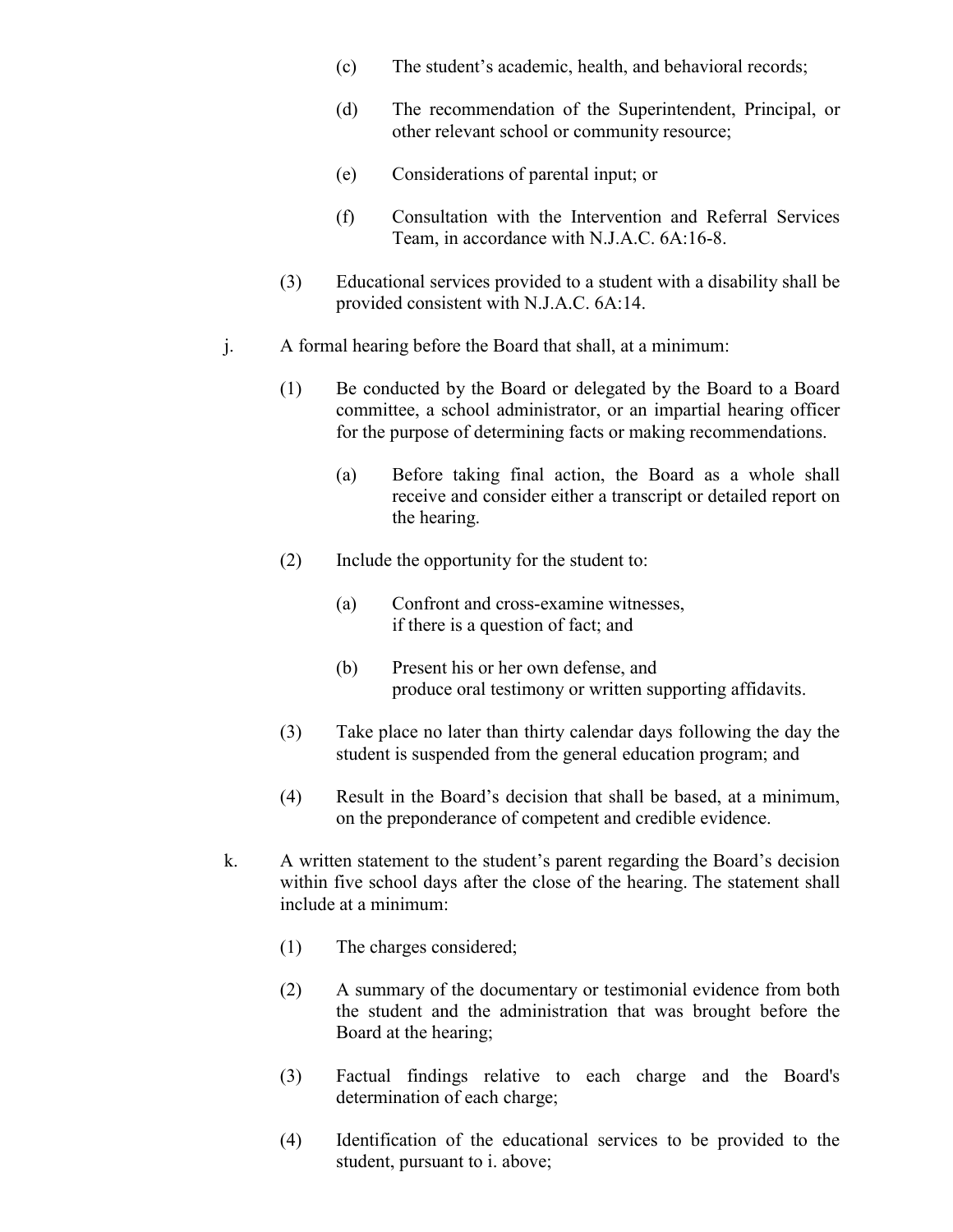(c) The student's academic, health, and behavioral records;

(d) The recommendation of the Superintendent, Principal, or other relevant school or community resource;

(e) Considerations of parental input; or

(f) Consultation with the Intervention and Referral Services Team, in accordance with N.J.A.C. 6A:16-8.

(3) Educational services provided to a student with a disability shall be provided consistent with N.J.A.C. 6A:14.

j. A formal hearing before the Board that shall, at a minimum:

(1) Be conducted by the Board or delegated by the Board to a Board committee, a school administrator, or an impartial hearing officer for the purpose of determining facts or making recommendations.

(a) Before taking final action, the Board as a whole shall receive and consider either a transcript or detailed report on the hearing.

(2) Include the opportunity for the student to:

(a) Confront and cross-examine witnesses, if there is a question of fact; and

(b) Present his or her own defense, and produce oral testimony or written supporting affidavits.

(3) Take place no later than thirty calendar days following the day the student is suspended from the general education program; and

(4) Result in the Board's decision that shall be based, at a minimum, on the preponderance of competent and credible evidence.

k. A written statement to the student's parent regarding the Board's decision within five school days after the close of the hearing. The statement shall include at a minimum:

(1) The charges considered;

(2) A summary of the documentary or testimonial evidence from both the student and the administration that was brought before the Board at the hearing;

(3) Factual findings relative to each charge and the Board's determination of each charge;

(4) Identification of the educational services to be provided to the student, pursuant to i. above;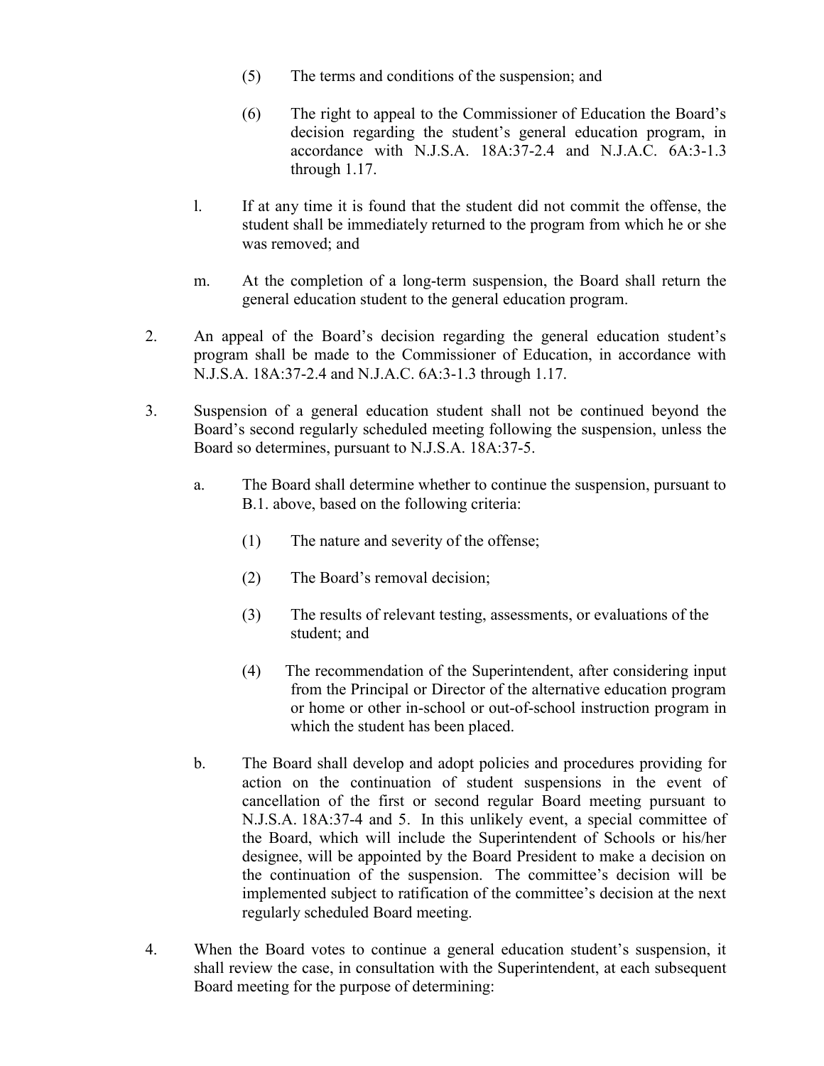(5) The terms and conditions of the suspension; and

    (6) The right to appeal to the Commissioner of Education the Board's decision regarding the student's general education program, in accordance with N.J.S.A. 18A:37-2.4 and N.J.A.C. 6A:3-1.3 through 1.17.

  l. If at any time it is found that the student did not commit the offense, the student shall be immediately returned to the program from which he or she was removed; and

  m. At the completion of a long-term suspension, the Board shall return the general education student to the general education program.

2. An appeal of the Board's decision regarding the general education student's program shall be made to the Commissioner of Education, in accordance with N.J.S.A. 18A:37-2.4 and N.J.A.C. 6A:3-1.3 through 1.17.

3. Suspension of a general education student shall not be continued beyond the Board's second regularly scheduled meeting following the suspension, unless the Board so determines, pursuant to N.J.S.A. 18A:37-5.

  a. The Board shall determine whether to continue the suspension, pursuant to B.1. above, based on the following criteria:

    (1) The nature and severity of the offense;

    (2) The Board's removal decision;

    (3) The results of relevant testing, assessments, or evaluations of the student; and

    (4) The recommendation of the Superintendent, after considering input from the Principal or Director of the alternative education program or home or other in-school or out-of-school instruction program in which the student has been placed.

  b. The Board shall develop and adopt policies and procedures providing for action on the continuation of student suspensions in the event of cancellation of the first or second regular Board meeting pursuant to N.J.S.A. 18A:37-4 and 5. In this unlikely event, a special committee of the Board, which will include the Superintendent of Schools or his/her designee, will be appointed by the Board President to make a decision on the continuation of the suspension. The committee's decision will be implemented subject to ratification of the committee's decision at the next regularly scheduled Board meeting.

4. When the Board votes to continue a general education student's suspension, it shall review the case, in consultation with the Superintendent, at each subsequent Board meeting for the purpose of determining: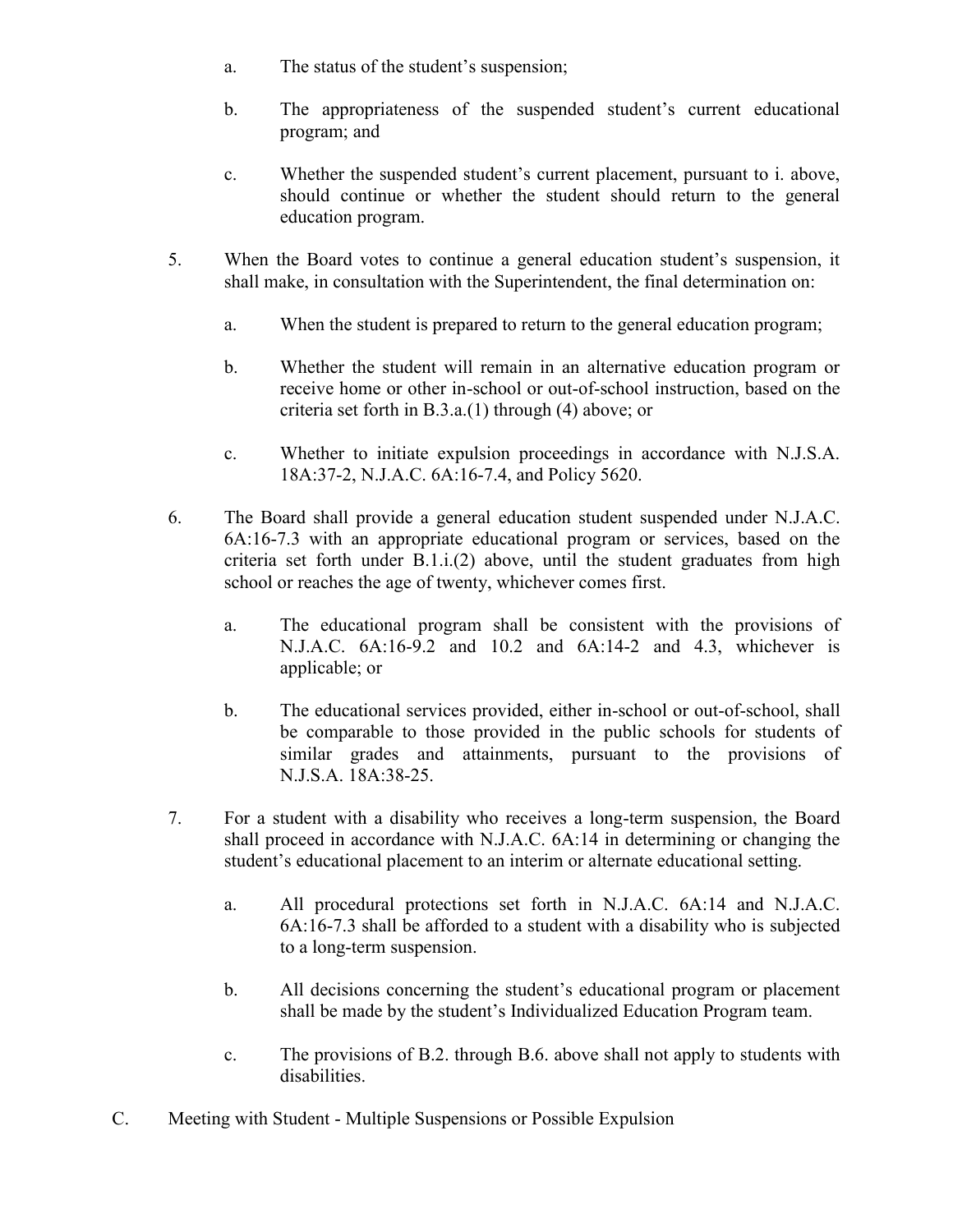a. The status of the student's suspension;

b. The appropriateness of the suspended student's current educational program; and

c. Whether the suspended student's current placement, pursuant to i. above, should continue or whether the student should return to the general education program.

5. When the Board votes to continue a general education student's suspension, it shall make, in consultation with the Superintendent, the final determination on:

   a. When the student is prepared to return to the general education program;

   b. Whether the student will remain in an alternative education program or receive home or other in-school or out-of-school instruction, based on the criteria set forth in B.3.a.(1) through (4) above; or

   c. Whether to initiate expulsion proceedings in accordance with N.J.S.A. 18A:37-2, N.J.A.C. 6A:16-7.4, and Policy 5620.

6. The Board shall provide a general education student suspended under N.J.A.C. 6A:16-7.3 with an appropriate educational program or services, based on the criteria set forth under B.1.i.(2) above, until the student graduates from high school or reaches the age of twenty, whichever comes first.

   a. The educational program shall be consistent with the provisions of N.J.A.C. 6A:16-9.2 and 10.2 and 6A:14-2 and 4.3, whichever is applicable; or

   b. The educational services provided, either in-school or out-of-school, shall be comparable to those provided in the public schools for students of similar grades and attainments, pursuant to the provisions of N.J.S.A. 18A:38-25.

7. For a student with a disability who receives a long-term suspension, the Board shall proceed in accordance with N.J.A.C. 6A:14 in determining or changing the student's educational placement to an interim or alternate educational setting.

   a. All procedural protections set forth in N.J.A.C. 6A:14 and N.J.A.C. 6A:16-7.3 shall be afforded to a student with a disability who is subjected to a long-term suspension.

   b. All decisions concerning the student's educational program or placement shall be made by the student's Individualized Education Program team.

   c. The provisions of B.2. through B.6. above shall not apply to students with disabilities.

C. Meeting with Student - Multiple Suspensions or Possible Expulsion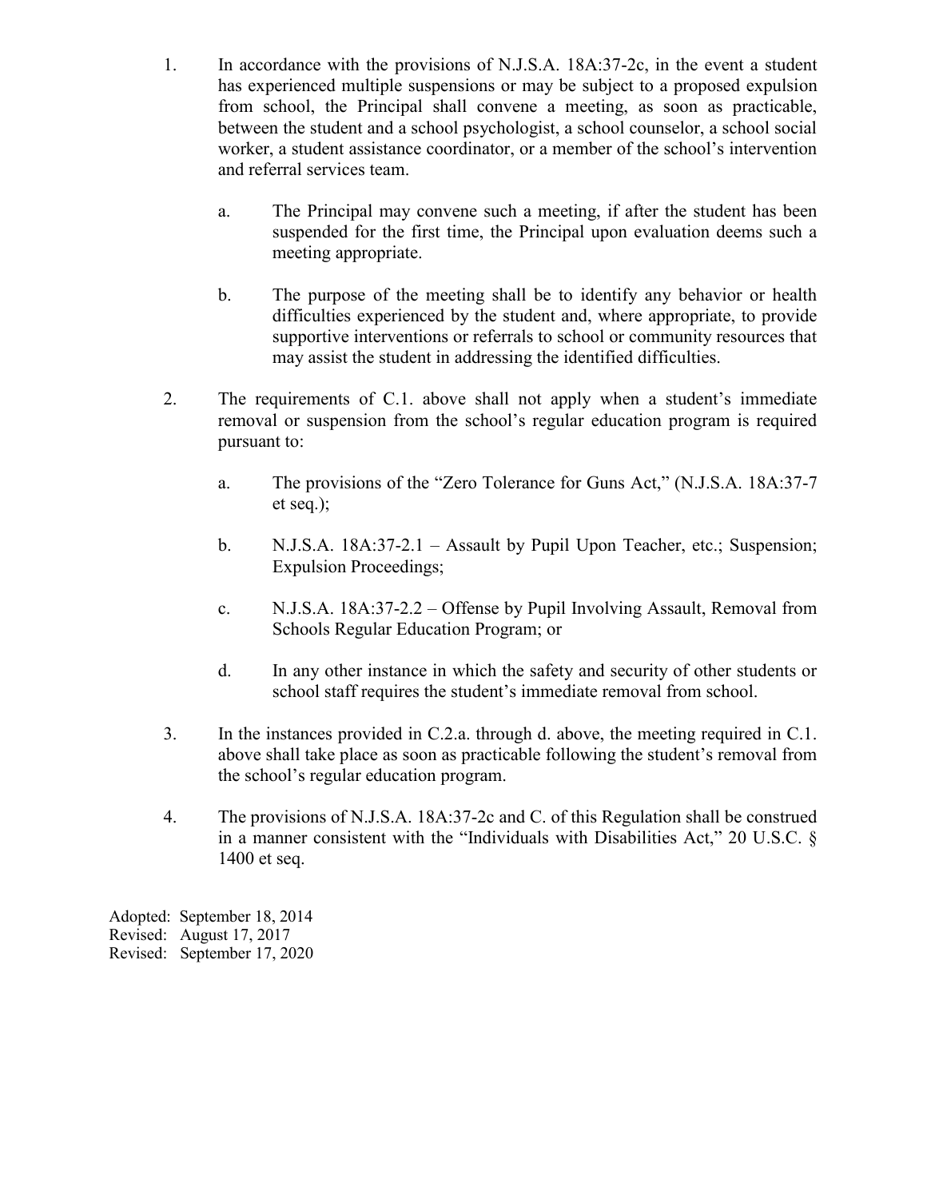1. In accordance with the provisions of N.J.S.A. 18A:37-2c, in the event a student has experienced multiple suspensions or may be subject to a proposed expulsion from school, the Principal shall convene a meeting, as soon as practicable, between the student and a school psychologist, a school counselor, a school social worker, a student assistance coordinator, or a member of the school's intervention and referral services team.

   a. The Principal may convene such a meeting, if after the student has been suspended for the first time, the Principal upon evaluation deems such a meeting appropriate.

   b. The purpose of the meeting shall be to identify any behavior or health difficulties experienced by the student and, where appropriate, to provide supportive interventions or referrals to school or community resources that may assist the student in addressing the identified difficulties.

2. The requirements of C.1. above shall not apply when a student's immediate removal or suspension from the school's regular education program is required pursuant to:

   a. The provisions of the "Zero Tolerance for Guns Act," (N.J.S.A. 18A:37-7 et seq.);

   b. N.J.S.A. 18A:37-2.1 – Assault by Pupil Upon Teacher, etc.; Suspension; Expulsion Proceedings;

   c. N.J.S.A. 18A:37-2.2 – Offense by Pupil Involving Assault, Removal from Schools Regular Education Program; or

   d. In any other instance in which the safety and security of other students or school staff requires the student's immediate removal from school.

3. In the instances provided in C.2.a. through d. above, the meeting required in C.1. above shall take place as soon as practicable following the student's removal from the school's regular education program.

4. The provisions of N.J.S.A. 18A:37-2c and C. of this Regulation shall be construed in a manner consistent with the "Individuals with Disabilities Act," 20 U.S.C. § 1400 et seq.

Adopted: September 18, 2014
Revised: August 17, 2017
Revised: September 17, 2020